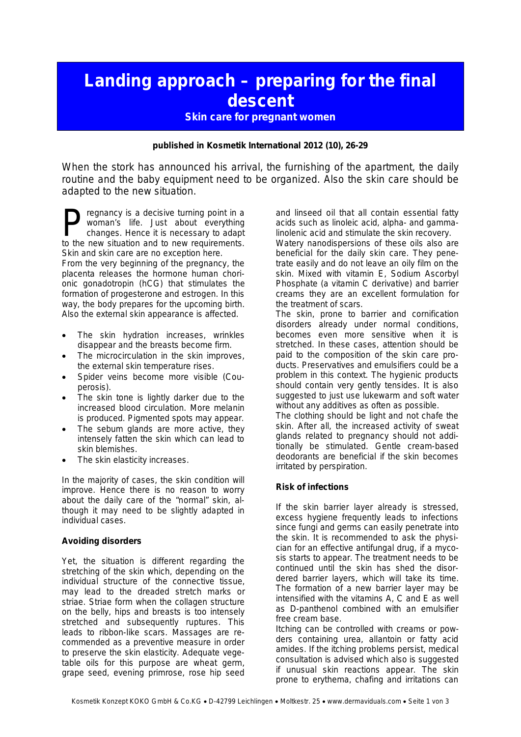# Landing approach – preparing for the final descent

### Skin care for pregnant women

**published in Kosmetik International 2012 (10), 26-29**

When the stork has announced his arrival, the furnishing of the apartment, the daily routine and the baby equipment need to be organized. Also the skin care should be adapted to the new situation.

Pregnancy is a decisive turning point in a woman's life. Just about everything changes. Hence it is necessary to adapt to the new situation and to new requirements. Skin and skin care are no exception here.

From the very beginning of the pregnancy, the placenta releases the hormone human chorionic gonadotropin (hCG) that stimulates the formation of progesterone and estrogen. In this way, the body prepares for the upcoming birth. Also the external skin appearance is affected.

- The skin hydration increases, wrinkles disappear and the breasts become firm.
- The microcirculation in the skin improves, the external skin temperature rises.
- Spider veins become more visible (Couperosis).
- The skin tone is lightly darker due to the increased blood circulation. More melanin is produced. Pigmented spots may appear.
- The sebum glands are more active, they intensely fatten the skin which can lead to skin blemishes.
- The skin elasticity increases.

In the majority of cases, the skin condition will improve. Hence there is no reason to worry about the daily care of the "normal" skin, although it may need to be slightly adapted in individual cases.

**Avoiding disorders**

Yet, the situation is different regarding the stretching of the skin which, depending on the individual structure of the connective tissue, may lead to the dreaded stretch marks or striae. Striae form when the collagen structure on the belly, hips and breasts is too intensely stretched and subsequently ruptures. This leads to ribbon-like scars. Massages are recommended as a preventive measure in order to preserve the skin elasticity. Adequate vegetable oils for this purpose are wheat germ, grape seed, evening primrose, rose hip seed and linseed oil that all contain essential fatty acids such as linoleic acid, alpha- and gamma-linolenic acid and stimulate the skin recovery.

Watery nanodispersions of these oils also are beneficial for the daily skin care. They penetrate easily and do not leave an oily film on the skin. Mixed with vitamin E, Sodium Ascorbyl Phosphate (a vitamin C derivative) and barrier creams they are an excellent formulation for the treatment of scars.

The skin, prone to barrier and cornification disorders already under normal conditions, becomes even more sensitive when it is stretched. In these cases, attention should be paid to the composition of the skin care products. Preservatives and emulsifiers could be a problem in this context. The hygienic products should contain very gently tensides. It is also suggested to just use lukewarm and soft water without any additives as often as possible.

The clothing should be light and not chafe the skin. After all, the increased activity of sweat glands related to pregnancy should not additionally be stimulated. Gentle cream-based deodorants are beneficial if the skin becomes irritated by perspiration.

**Risk of infections**

If the skin barrier layer already is stressed, excess hygiene frequently leads to infections since fungi and germs can easily penetrate into the skin. It is recommended to ask the physician for an effective antifungal drug, if a mycosis starts to appear. The treatment needs to be continued until the skin has shed the disordered barrier layers, which will take its time. The formation of a new barrier layer may be intensified with the vitamins A, C and E as well as D-panthenol combined with an emulsifier free cream base.

Itching can be controlled with creams or powders containing urea, allantoin or fatty acid amides. If the itching problems persist, medical consultation is advised which also is suggested if unusual skin reactions appear. The skin prone to erythema, chafing and irritations can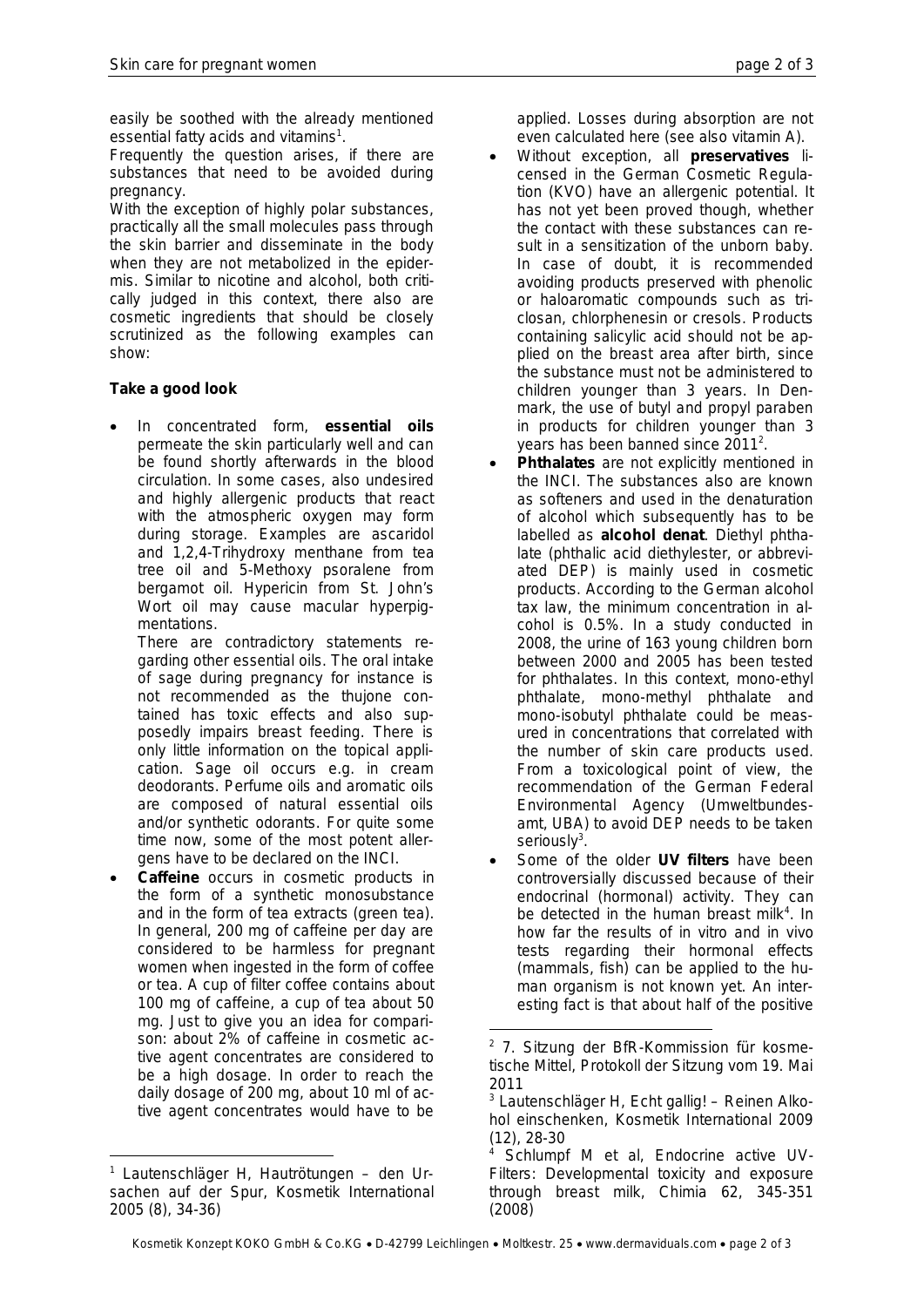easily be soothed with the already mentioned essential fatty acids and vitamins[1].

Frequently the question arises, if there are substances that need to be avoided during pregnancy.

With the exception of highly polar substances, practically all the small molecules pass through the skin barrier and disseminate in the body when they are not metabolized in the epidermis. Similar to nicotine and alcohol, both critically judged in this context, there also are cosmetic ingredients that should be closely scrutinized as the following examples can show:

**Take a good look**

- In concentrated form, **essential oils** permeate the skin particularly well and can be found shortly afterwards in the blood circulation. In some cases, also undesired and highly allergenic products that react with the atmospheric oxygen may form during storage. Examples are ascaridol and 1,2,4-Trihydroxy menthane from tea tree oil and 5-Methoxy psoralene from bergamot oil. Hypericin from St. John's Wort oil may cause macular hyperpigmentations.

  There are contradictory statements regarding other essential oils. The oral intake of sage during pregnancy for instance is not recommended as the thujone contained has toxic effects and also supposedly impairs breast feeding. There is only little information on the topical application. Sage oil occurs e.g. in cream deodorants. Perfume oils and aromatic oils are composed of natural essential oils and/or synthetic odorants. For quite some time now, some of the most potent allergens have to be declared on the INCI.
- **Caffeine** occurs in cosmetic products in the form of a synthetic monosubstance and in the form of tea extracts (green tea). In general, 200 mg of caffeine per day are considered to be harmless for pregnant women when ingested in the form of coffee or tea. A cup of filter coffee contains about 100 mg of caffeine, a cup of tea about 50 mg. Just to give you an idea for comparison: about 2% of caffeine in cosmetic active agent concentrates are considered to be a high dosage. In order to reach the daily dosage of 200 mg, about 10 ml of active agent concentrates would have to be applied. Losses during absorption are not even calculated here (see also vitamin A).
- Without exception, all **preservatives** licensed in the German Cosmetic Regulation (KVO) have an allergenic potential. It has not yet been proved though, whether the contact with these substances can result in a sensitization of the unborn baby. In case of doubt, it is recommended avoiding products preserved with phenolic or haloaromatic compounds such as triclosan, chlorphenesin or cresols. Products containing salicylic acid should not be applied on the breast area after birth, since the substance must not be administered to children younger than 3 years. In Denmark, the use of butyl and propyl paraben in products for children younger than 3 years has been banned since 2011[2].
- **Phthalates** are not explicitly mentioned in the INCI. The substances also are known as softeners and used in the denaturation of alcohol which subsequently has to be labelled as **alcohol denat**. Diethyl phthalate (phthalic acid diethylester, or abbreviated DEP) is mainly used in cosmetic products. According to the German alcohol tax law, the minimum concentration in alcohol is 0.5%. In a study conducted in 2008, the urine of 163 young children born between 2000 and 2005 has been tested for phthalates. In this context, mono-ethyl phthalate, mono-methyl phthalate and mono-isobutyl phthalate could be measured in concentrations that correlated with the number of skin care products used. From a toxicological point of view, the recommendation of the German Federal Environmental Agency (Umweltbundesamt, UBA) to avoid DEP needs to be taken seriously[3].
- Some of the older **UV filters** have been controversially discussed because of their endocrinal (hormonal) activity. They can be detected in the human breast milk[4]. In how far the results of in vitro and in vivo tests regarding their hormonal effects (mammals, fish) can be applied to the human organism is not known yet. An interesting fact is that about half of the positive

---

[1] Lautenschläger H, Hautrötungen – den Ursachen auf der Spur, Kosmetik International 2005 (8), 34-36)

[2] 7. Sitzung der BfR-Kommission für kosmetische Mittel, Protokoll der Sitzung vom 19. Mai 2011

[3] Lautenschläger H, Echt gallig! – Reinen Alkohol einschenken, Kosmetik International 2009 (12), 28-30

[4] Schlumpf M et al, Endocrine active UV-Filters: Developmental toxicity and exposure through breast milk, Chimia 62, 345-351 (2008)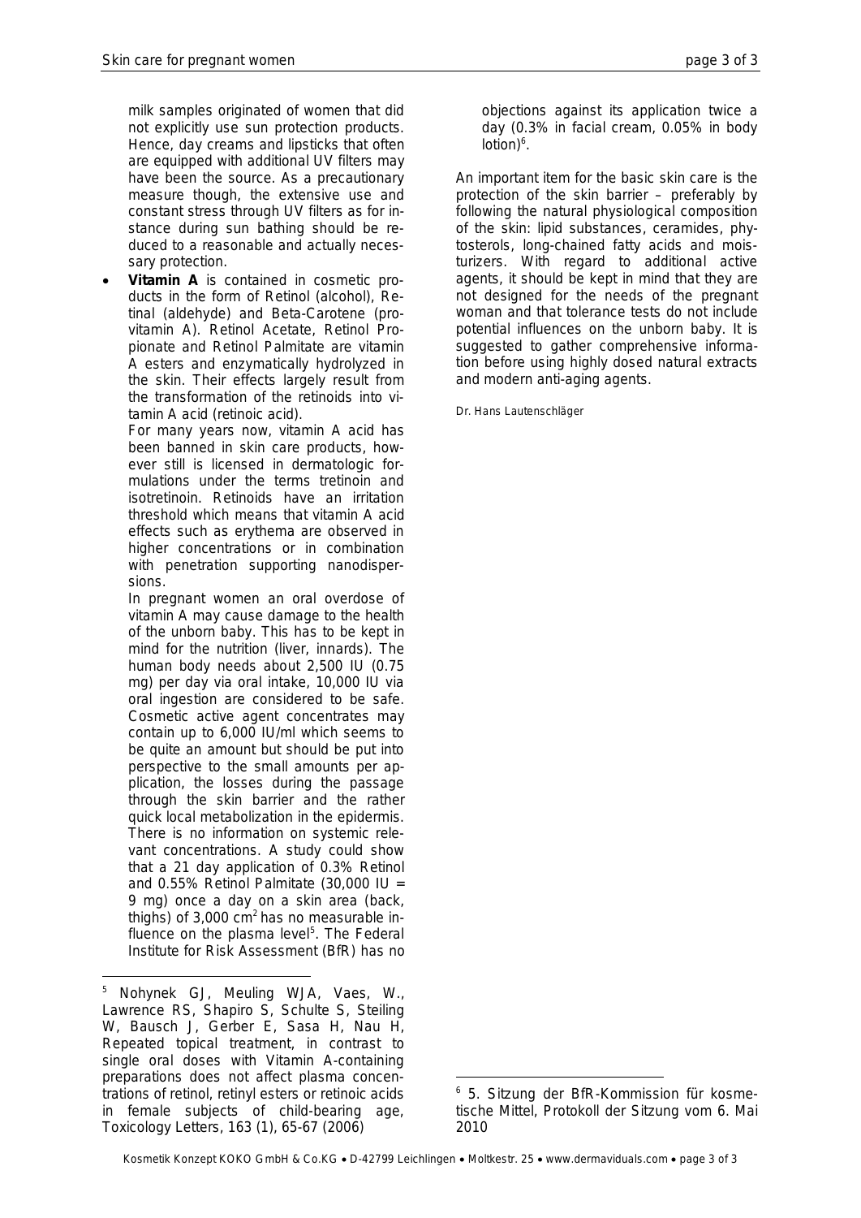milk samples originated of women that did not explicitly use sun protection products. Hence, day creams and lipsticks that often are equipped with additional UV filters may have been the source. As a precautionary measure though, the extensive use and constant stress through UV filters as for instance during sun bathing should be reduced to a reasonable and actually necessary protection.

- **Vitamin A** is contained in cosmetic products in the form of Retinol (alcohol), Retinal (aldehyde) and Beta-Carotene (provitamin A). Retinol Acetate, Retinol Propionate and Retinol Palmitate are vitamin A esters and enzymatically hydrolyzed in the skin. Their effects largely result from the transformation of the retinoids into vitamin A acid (retinoic acid).

  For many years now, vitamin A acid has been banned in skin care products, however still is licensed in dermatologic formulations under the terms tretinoin and isotretinoin. Retinoids have an irritation threshold which means that vitamin A acid effects such as erythema are observed in higher concentrations or in combination with penetration supporting nanodispersions.

  In pregnant women an oral overdose of vitamin A may cause damage to the health of the unborn baby. This has to be kept in mind for the nutrition (liver, innards). The human body needs about 2,500 IU (0.75 mg) per day via oral intake, 10,000 IU via oral ingestion are considered to be safe. Cosmetic active agent concentrates may contain up to 6,000 IU/ml which seems to be quite an amount but should be put into perspective to the small amounts per application, the losses during the passage through the skin barrier and the rather quick local metabolization in the epidermis. There is no information on systemic relevant concentrations. A study could show that a 21 day application of 0.3% Retinol and 0.55% Retinol Palmitate (30,000 IU = 9 mg) once a day on a skin area (back, thighs) of 3,000 $cm^2$ has no measurable influence on the plasma level[5]. The Federal Institute for Risk Assessment (BfR) has no objections against its application twice a day (0.3% in facial cream, 0.05% in body lotion)[6].

An important item for the basic skin care is the protection of the skin barrier – preferably by following the natural physiological composition of the skin: lipid substances, ceramides, phytosterols, long-chained fatty acids and moisturizers. With regard to additional active agents, it should be kept in mind that they are not designed for the needs of the pregnant woman and that tolerance tests do not include potential influences on the unborn baby. It is suggested to gather comprehensive information before using highly dosed natural extracts and modern anti-aging agents.

Dr. Hans Lautenschläger

---

[5] Nohynek GJ, Meuling WJA, Vaes, W., Lawrence RS, Shapiro S, Schulte S, Steiling W, Bausch J, Gerber E, Sasa H, Nau H, Repeated topical treatment, in contrast to single oral doses with Vitamin A-containing preparations does not affect plasma concentrations of retinol, retinyl esters or retinoic acids in female subjects of child-bearing age, Toxicology Letters, 163 (1), 65-67 (2006)

[6] 5. Sitzung der BfR-Kommission für kosmetische Mittel, Protokoll der Sitzung vom 6. Mai 2010

Kosmetik Konzept KOKO GmbH & Co.KG • D-42799 Leichlingen • Moltkestr. 25 • www.dermaviduals.com